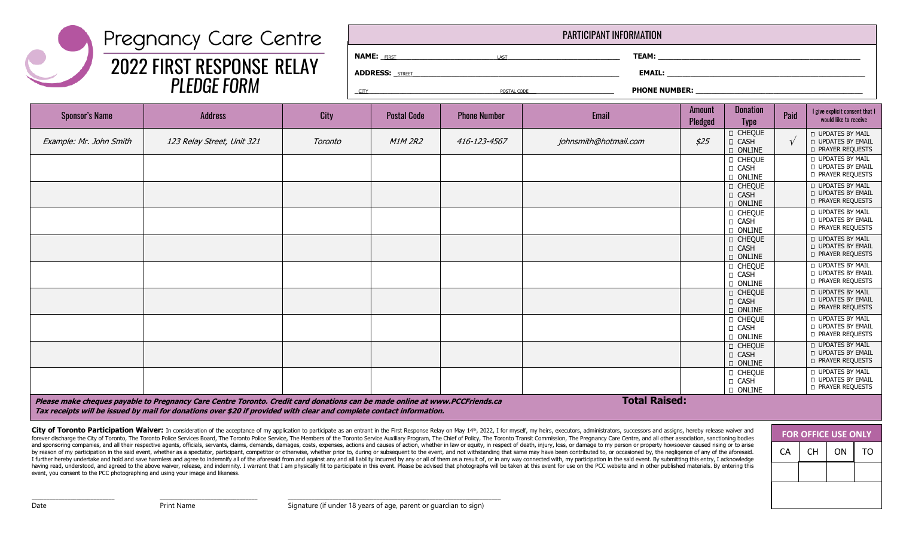# Pregnancy Care Centre

## 2022 FIRST RESPONSE RELAY

## *PLEDGE FORM*

**PARTICIPANT INFORMATION**

**NAME:** FIRST ______ LAST ______ **TEAM:** ______

**ADDRESS:** STREET ______ **EMAIL:** ______

CITY ______ POSTAL CODE ______ **PHONE NUMBER:** ______

| Sponsor's Name | Address | City | Postal Code | Phone Number | Email | Amount Pledged | Donation Type | Paid | I give explicit consent that I would like to receive |
|---|---|---|---|---|---|---|---|---|---|
| *Example: Mr. John Smith* | *123 Relay Street, Unit 321* | *Toronto* | *M1M 2R2* | *416-123-4567* | *johnsmith@hotmail.com* | *$25* | □ CHEQUE □ CASH □ ONLINE | √ | □ UPDATES BY MAIL □ UPDATES BY EMAIL □ PRAYER REQUESTS |
| | | | | | | | □ CHEQUE □ CASH □ ONLINE | | □ UPDATES BY MAIL □ UPDATES BY EMAIL □ PRAYER REQUESTS |
| | | | | | | | □ CHEQUE □ CASH □ ONLINE | | □ UPDATES BY MAIL □ UPDATES BY EMAIL □ PRAYER REQUESTS |
| | | | | | | | □ CHEQUE □ CASH □ ONLINE | | □ UPDATES BY MAIL □ UPDATES BY EMAIL □ PRAYER REQUESTS |
| | | | | | | | □ CHEQUE □ CASH □ ONLINE | | □ UPDATES BY MAIL □ UPDATES BY EMAIL □ PRAYER REQUESTS |
| | | | | | | | □ CHEQUE □ CASH □ ONLINE | | □ UPDATES BY MAIL □ UPDATES BY EMAIL □ PRAYER REQUESTS |
| | | | | | | | □ CHEQUE □ CASH □ ONLINE | | □ UPDATES BY MAIL □ UPDATES BY EMAIL □ PRAYER REQUESTS |
| | | | | | | | □ CHEQUE □ CASH □ ONLINE | | □ UPDATES BY MAIL □ UPDATES BY EMAIL □ PRAYER REQUESTS |
| | | | | | | | □ CHEQUE □ CASH □ ONLINE | | □ UPDATES BY MAIL □ UPDATES BY EMAIL □ PRAYER REQUESTS |
| | | | | | | | □ CHEQUE □ CASH □ ONLINE | | □ UPDATES BY MAIL □ UPDATES BY EMAIL □ PRAYER REQUESTS |

***Please make cheques payable to Pregnancy Care Centre Toronto. Credit card donations can be made online at www.PCCFriends.ca***

***Tax receipts will be issued by mail for donations over $20 if provided with clear and complete contact information.***

**Total Raised:**

**City of Toronto Participation Waiver:** In consideration of the acceptance of my application to participate as an entrant in the First Response Relay on May 14th, 2022, I for myself, my heirs, executors, administrators, successors and assigns, hereby release waiver and forever discharge the City of Toronto, The Toronto Police Services Board, The Toronto Police Service, The Members of the Toronto Service Auxiliary Program, The Chief of Policy, The Toronto Transit Commission, The Pregnancy Care Centre, and all other association, sanctioning bodies and sponsoring companies, and all their respective agents, officials, servants, claims, demands, damages, costs, expenses, actions and causes of action, whether in law or equity, in respect of death, injury, loss, or damage to my person or property howsoever caused rising or to arise by reason of my participation in the said event, whether as a spectator, participant, competitor or otherwise, whether prior to, during or subsequent to the event, and not withstanding that same may have been contributed to, or occasioned by, the negligence of any of the aforesaid. I further hereby undertake and hold and save harmless and agree to indemnify all of the aforesaid from and against any and all liability incurred by any or all of them as a result of, or in any way connected with, my participation in the said event. By submitting this entry, I acknowledge having read, understood, and agreed to the above waiver, release, and indemnity. I warrant that I am physically fit to participate in this event. Please be advised that photographs will be taken at this event for use on the PCC website and in other published materials. By entering this event, you consent to the PCC photographing and using your image and likeness.

| FOR OFFICE USE ONLY | | | |
|---|---|---|---|
| CA | CH | ON | TO |
| | | | |
| | | | |

______ Date ______ Print Name ______ Signature (if under 18 years of age, parent or guardian to sign)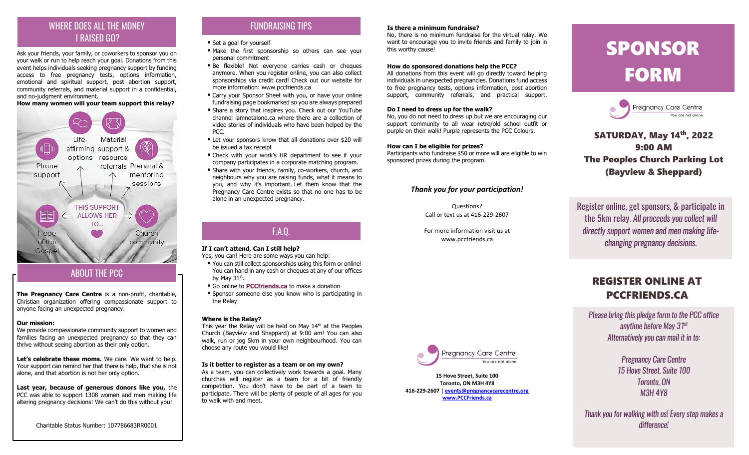## WHERE DOES ALL THE MONEY I RAISED GO?

Ask your friends, your family, or coworkers to sponsor you on your walk or run to help reach your goal. Donations from this event helps individuals seeking pregnancy support by funding access to free pregnancy tests, options information, emotional and spiritual support, post abortion support, community referrals, and material support in a confidential, and no-judgment environment.

**How many women will your team support this relay?**

Life-affirming options
Material support & resource referrals
Phone support
Prenatal & mentoring sessions
THIS SUPPORT ALLOWS HER TO...
Hope of the Gospel
Church community

## ABOUT THE PCC

**The Pregnancy Care Centre** is a non-profit, charitable, Christian organization offering compassionate support to anyone facing an unexpected pregnancy.

**Our mission:**
We provide compassionate community support to women and families facing an unexpected pregnancy so that they can thrive without seeing abortion as their only option.

**Let's celebrate these moms.** We care. We want to help. Your support can remind her that there is help, that she is not alone, and that abortion is not her only option.

**Last year, because of generous donors like you,** the PCC was able to support 1308 women and men making life altering pregnancy decisions! We can't do this without you!

Charitable Status Number: 107786683RR0001

## FUNDRAISING TIPS

- Set a goal for yourself
- Make the first sponsorship so others can see your personal commitment
- Be flexible! Not everyone carries cash or cheques anymore. When you register online, you can also collect sponsorships via credit card! Check out our website for more information: www.pccfriends.ca
- Carry your Sponsor Sheet with you, or have your online fundraising page bookmarked so you are always prepared
- Share a story that inspires you. Check out our YouTube channel iamnotalone.ca where there are a collection of video stories of individuals who have been helped by the PCC.
- Let your sponsors know that all donations over $20 will be issued a tax receipt
- Check with your work's HR department to see if your company participates in a corporate matching program.
- Share with your friends, family, co-workers, church, and neighbours why you are raising funds, what it means to you, and why it's important. Let them know that the Pregnancy Care Centre exists so that no one has to be alone in an unexpected pregnancy.

## F.A.Q.

**If I can't attend, Can I still help?**
Yes, you can! Here are some ways you can help:

- You can still collect sponsorships using this form or online! You can hand in any cash or cheques at any of our offices by May 31st.
- Go online to **PCCfriends.ca** to make a donation
- Sponsor someone else you know who is participating in the Relay

**Where is the Relay?**
This year the Relay will be held on May 14th at the Peoples Church (Bayview and Sheppard) at 9:00 am! You can also walk, run or jog 5km in your own neighbourhood. You can choose any route you would like!

**Is it better to register as a team or on my own?**
As a team, you can collectively work towards a goal. Many churches will register as a team for a bit of friendly competition. You don't have to be part of a team to participate. There will be plenty of people of all ages for you to walk with and meet.

**Is there a minimum fundraise?**
No, there is no minimum fundraise for the virtual relay. We want to encourage you to invite friends and family to join in this worthy cause!

**How do sponsored donations help the PCC?**
All donations from this event will go directly toward helping individuals in unexpected pregnancies. Donations fund access to free pregnancy tests, options information, post abortion support, community referrals, and practical support.

**Do I need to dress up for the walk?**
No, you do not need to dress up but we are encouraging our support community to all wear retro/old school outfit or purple on their walk! Purple represents the PCC Colours.

**How can I be eligible for prizes?**
Participants who fundraise $50 or more will are eligible to win sponsored prizes during the program.

*Thank you for your participation!*

Questions?
Call or text us at 416-229-2607

For more information visit us at
www.pccfriends.ca

Pregnancy Care Centre
You are not alone

**15 Hove Street, Suite 100**
**Toronto, ON M3H 4Y8**
**416-229-2607 | events@pregnancycarecentre.org**
**www.PCCFriends.ca**

# SPONSOR FORM

Pregnancy Care Centre
You are not alone

**SATURDAY, May 14th, 2022**
**9:00 AM**
**The Peoples Church Parking Lot**
**(Bayview & Sheppard)**

Register online, get sponsors, & participate in the 5km relay. *All proceeds you collect will directly support women and men making life-changing pregnancy decisions.*

## REGISTER ONLINE AT PCCFRIENDS.CA

*Please bring this pledge form to the PCC office anytime before May 31st*
*Alternatively you can mail it in to:*

*Pregnancy Care Centre*
*15 Hove Street, Suite 100*
*Toronto, ON*
*M3H 4Y8*

*Thank you for walking with us! Every step makes a difference!*